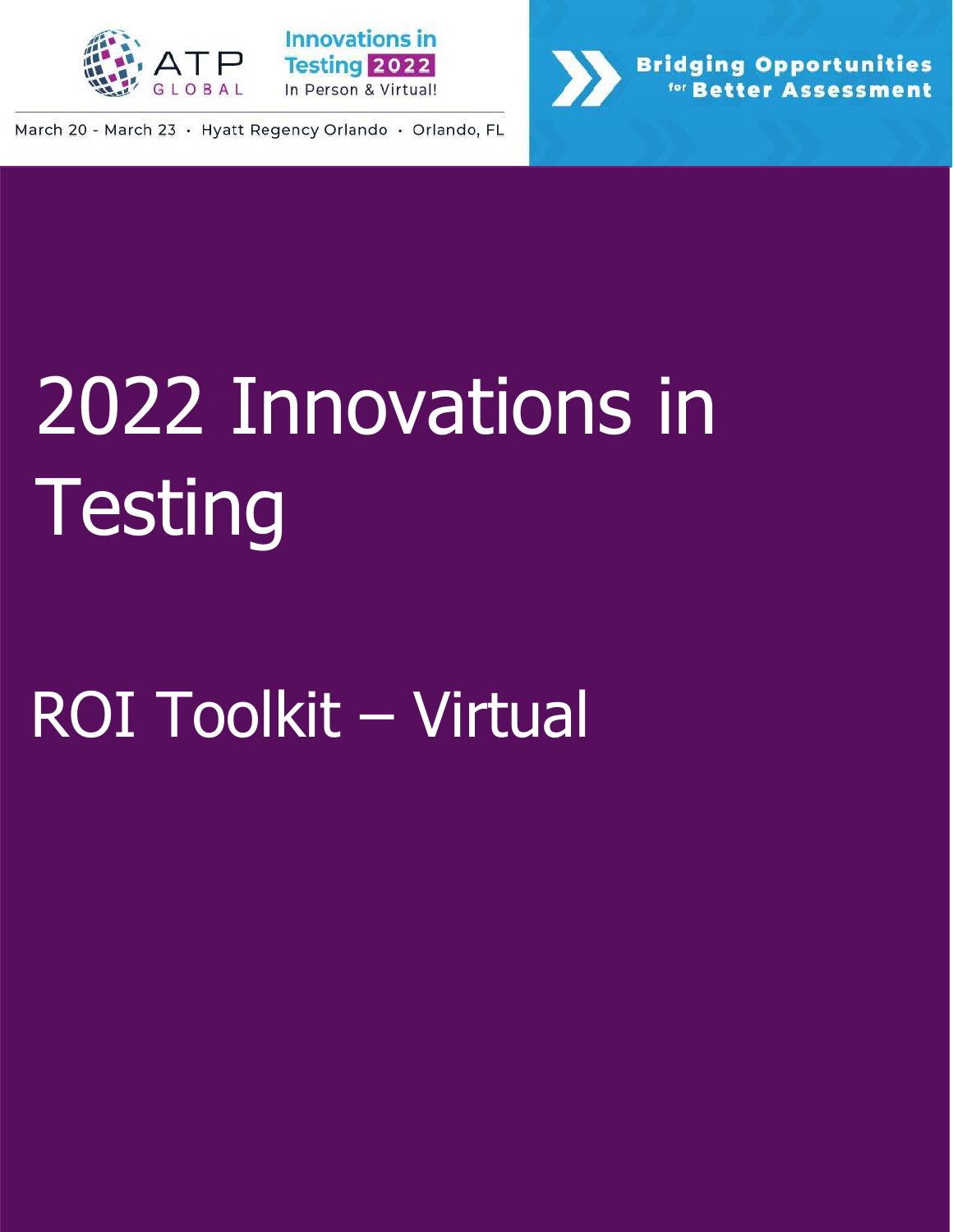ATP GLOBAL

Innovations in Testing 2022

In Person & Virtual!

March 20 - March 23 · Hyatt Regency Orlando · Orlando, FL

Bridging Opportunities for Better Assessment

# 2022 Innovations in Testing

# ROI Toolkit – Virtual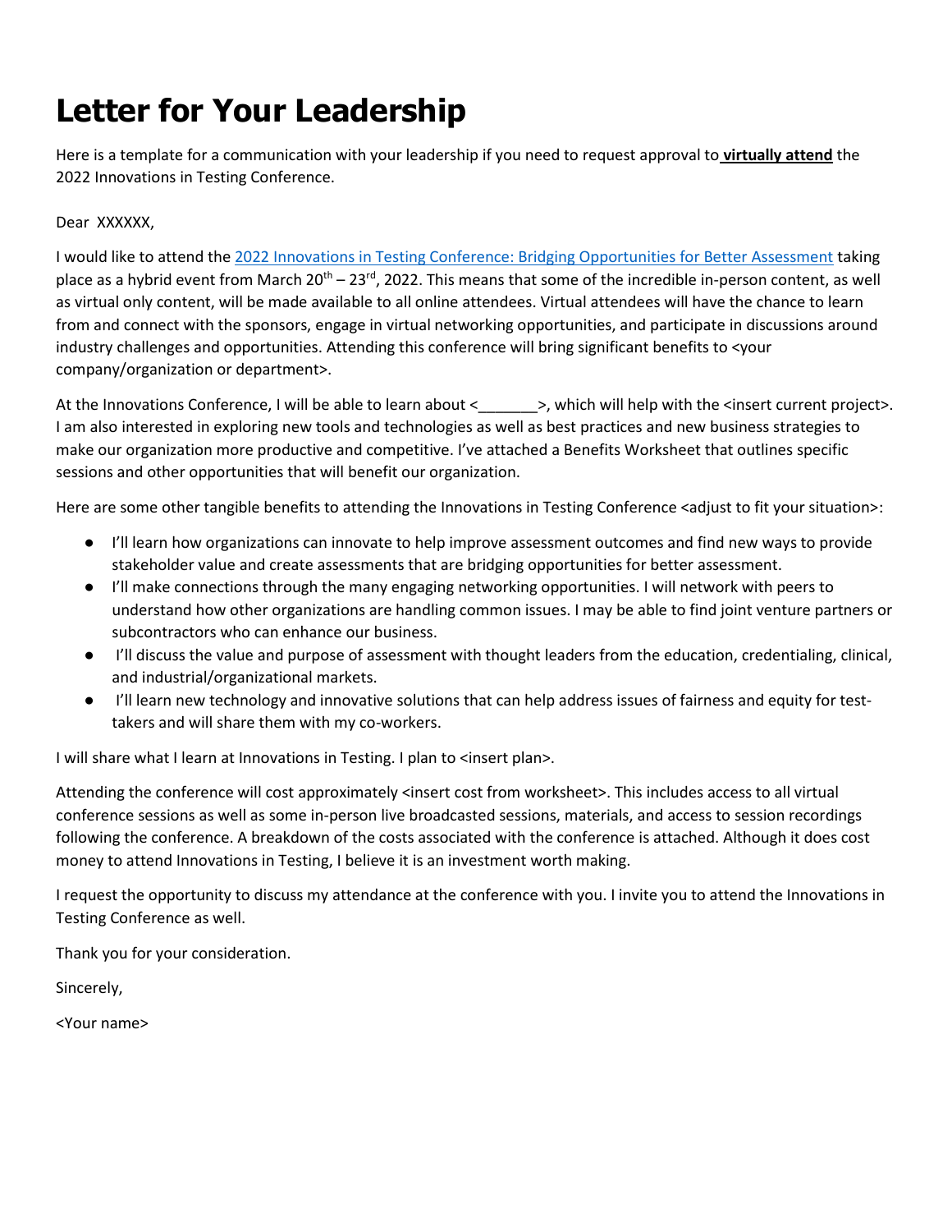# Letter for Your Leadership

Here is a template for a communication with your leadership if you need to request approval to **virtually attend** the 2022 Innovations in Testing Conference.

Dear XXXXXX,

I would like to attend the 2022 Innovations in Testing Conference: Bridging Opportunities for Better Assessment taking place as a hybrid event from March 20th – 23rd, 2022. This means that some of the incredible in-person content, as well as virtual only content, will be made available to all online attendees. Virtual attendees will have the chance to learn from and connect with the sponsors, engage in virtual networking opportunities, and participate in discussions around industry challenges and opportunities. Attending this conference will bring significant benefits to <your company/organization or department>.

At the Innovations Conference, I will be able to learn about <_______>, which will help with the <insert current project>. I am also interested in exploring new tools and technologies as well as best practices and new business strategies to make our organization more productive and competitive. I've attached a Benefits Worksheet that outlines specific sessions and other opportunities that will benefit our organization.

Here are some other tangible benefits to attending the Innovations in Testing Conference <adjust to fit your situation>:

- I'll learn how organizations can innovate to help improve assessment outcomes and find new ways to provide stakeholder value and create assessments that are bridging opportunities for better assessment.
- I'll make connections through the many engaging networking opportunities. I will network with peers to understand how other organizations are handling common issues. I may be able to find joint venture partners or subcontractors who can enhance our business.
- I'll discuss the value and purpose of assessment with thought leaders from the education, credentialing, clinical, and industrial/organizational markets.
- I'll learn new technology and innovative solutions that can help address issues of fairness and equity for test-takers and will share them with my co-workers.

I will share what I learn at Innovations in Testing. I plan to <insert plan>.

Attending the conference will cost approximately <insert cost from worksheet>. This includes access to all virtual conference sessions as well as some in-person live broadcasted sessions, materials, and access to session recordings following the conference. A breakdown of the costs associated with the conference is attached. Although it does cost money to attend Innovations in Testing, I believe it is an investment worth making.

I request the opportunity to discuss my attendance at the conference with you. I invite you to attend the Innovations in Testing Conference as well.

Thank you for your consideration.

Sincerely,

<Your name>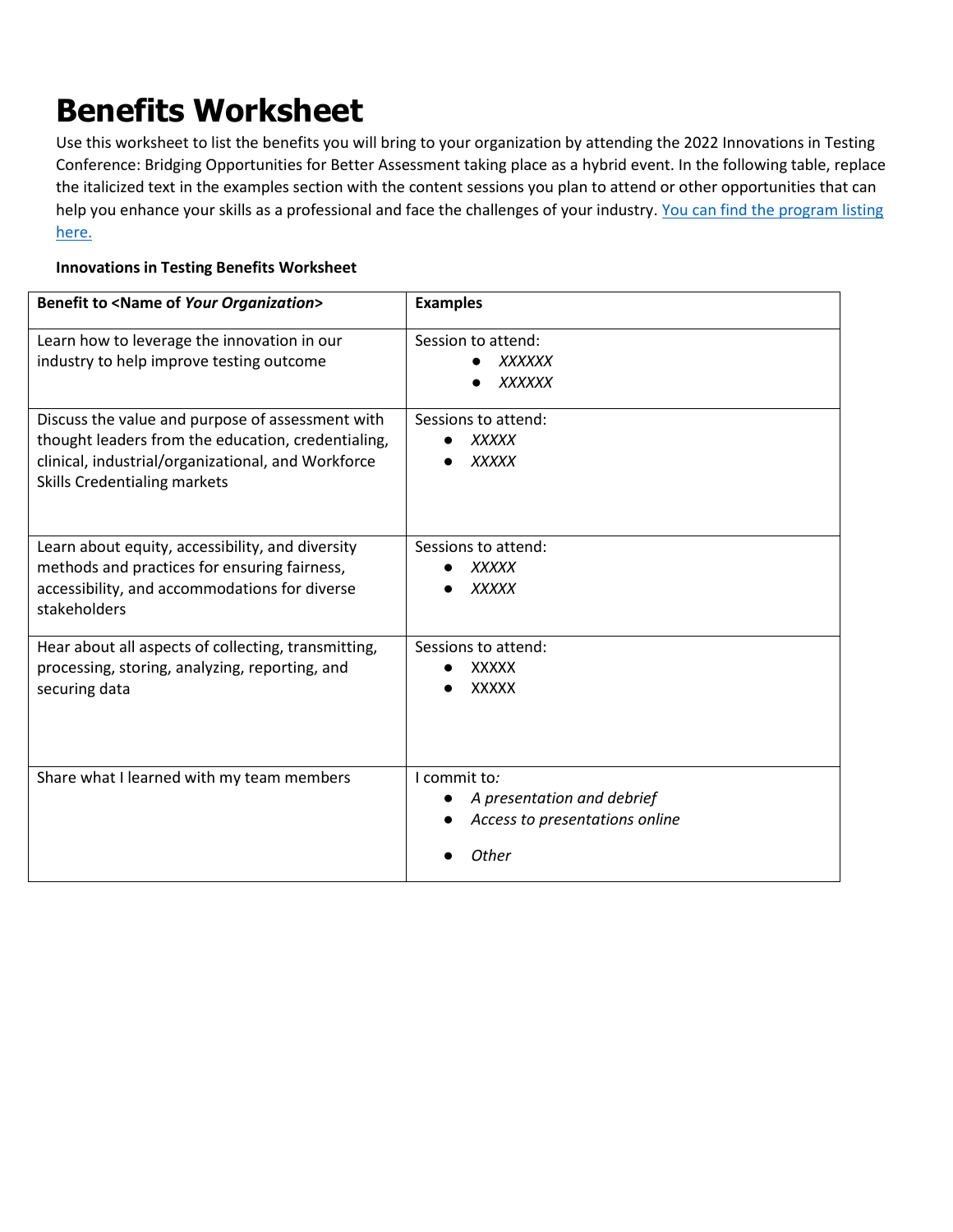# Benefits Worksheet

Use this worksheet to list the benefits you will bring to your organization by attending the 2022 Innovations in Testing Conference: Bridging Opportunities for Better Assessment taking place as a hybrid event. In the following table, replace the italicized text in the examples section with the content sessions you plan to attend or other opportunities that can help you enhance your skills as a professional and face the challenges of your industry. [You can find the program listing here.]()

**Innovations in Testing Benefits Worksheet**

| **Benefit to <Name of *Your Organization*>** | **Examples** |
| --- | --- |
| Learn how to leverage the innovation in our industry to help improve testing outcome | Session to attend:<br>• *XXXXXX*<br>• *XXXXXX* |
| Discuss the value and purpose of assessment with thought leaders from the education, credentialing, clinical, industrial/organizational, and Workforce Skills Credentialing markets | Sessions to attend:<br>• *XXXXX*<br>• *XXXXX* |
| Learn about equity, accessibility, and diversity methods and practices for ensuring fairness, accessibility, and accommodations for diverse stakeholders | Sessions to attend:<br>• *XXXXX*<br>• *XXXXX* |
| Hear about all aspects of collecting, transmitting, processing, storing, analyzing, reporting, and securing data | Sessions to attend:<br>• XXXXX<br>• XXXXX |
| Share what I learned with my team members | I commit to*:*<br>• *A presentation and debrief*<br>• *Access to presentations online*<br>• *Other* |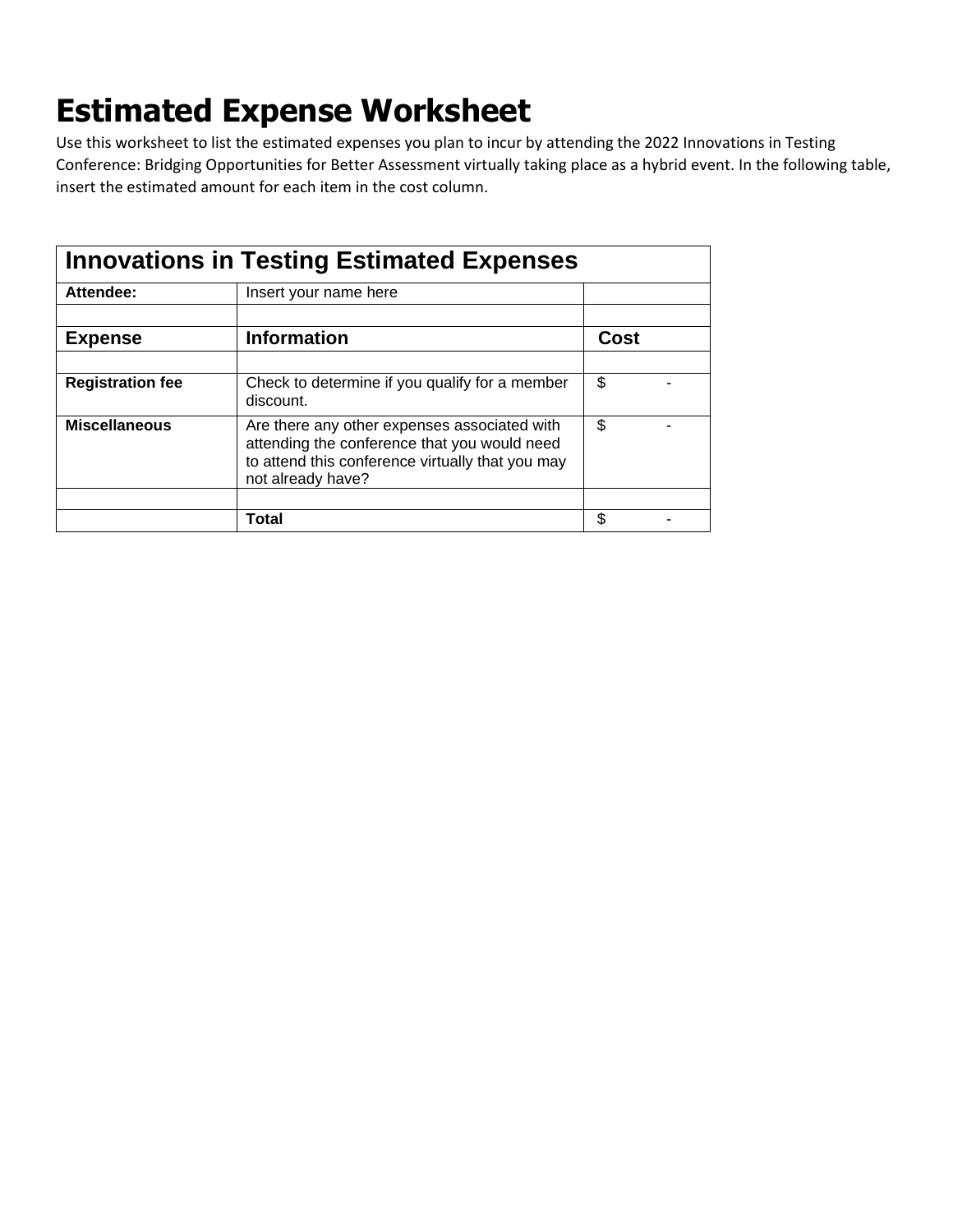# Estimated Expense Worksheet

Use this worksheet to list the estimated expenses you plan to incur by attending the 2022 Innovations in Testing Conference: Bridging Opportunities for Better Assessment virtually taking place as a hybrid event. In the following table, insert the estimated amount for each item in the cost column.

| Innovations in Testing Estimated Expenses | | |
|---|---|---|
| **Attendee:** | Insert your name here | |
| | | |
| **Expense** | **Information** | **Cost** |
| | | |
| **Registration fee** | Check to determine if you qualify for a member discount. | $ - |
| **Miscellaneous** | Are there any other expenses associated with attending the conference that you would need to attend this conference virtually that you may not already have? | $ - |
| | | |
| | **Total** | $ - |